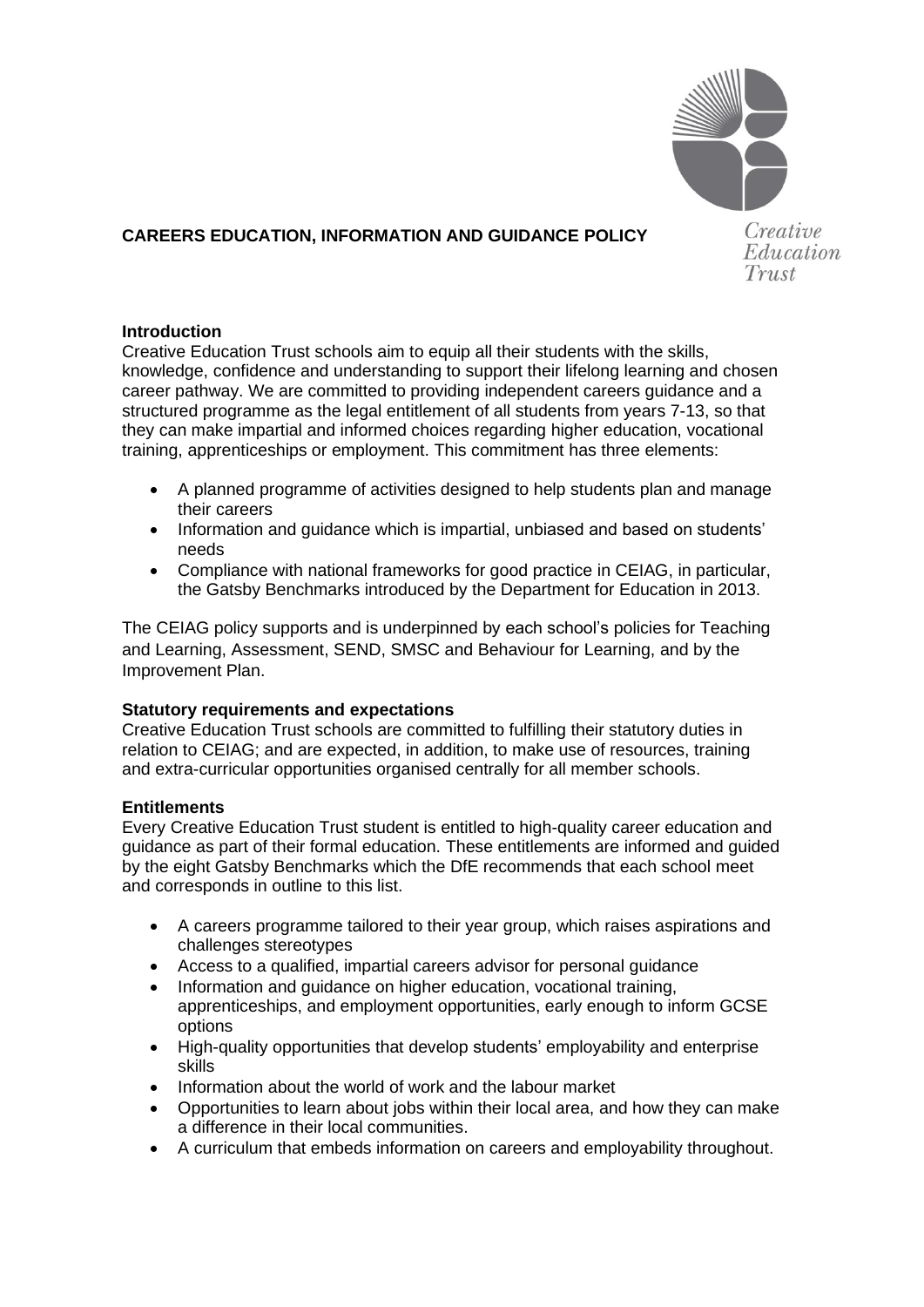# CAREERS EDUCATION, INFORMATION AND GUIDANCE POLICY

Creative Education Trust

## Introduction

Creative Education Trust schools aim to equip all their students with the skills, knowledge, confidence and understanding to support their lifelong learning and chosen career pathway. We are committed to providing independent careers guidance and a structured programme as the legal entitlement of all students from years 7-13, so that they can make impartial and informed choices regarding higher education, vocational training, apprenticeships or employment. This commitment has three elements:

- A planned programme of activities designed to help students plan and manage their careers
- Information and guidance which is impartial, unbiased and based on students' needs
- Compliance with national frameworks for good practice in CEIAG, in particular, the Gatsby Benchmarks introduced by the Department for Education in 2013.

The CEIAG policy supports and is underpinned by each school's policies for Teaching and Learning, Assessment, SEND, SMSC and Behaviour for Learning, and by the Improvement Plan.

## Statutory requirements and expectations

Creative Education Trust schools are committed to fulfilling their statutory duties in relation to CEIAG; and are expected, in addition, to make use of resources, training and extra-curricular opportunities organised centrally for all member schools.

## Entitlements

Every Creative Education Trust student is entitled to high-quality career education and guidance as part of their formal education. These entitlements are informed and guided by the eight Gatsby Benchmarks which the DfE recommends that each school meet and corresponds in outline to this list.

- A careers programme tailored to their year group, which raises aspirations and challenges stereotypes
- Access to a qualified, impartial careers advisor for personal guidance
- Information and guidance on higher education, vocational training, apprenticeships, and employment opportunities, early enough to inform GCSE options
- High-quality opportunities that develop students' employability and enterprise skills
- Information about the world of work and the labour market
- Opportunities to learn about jobs within their local area, and how they can make a difference in their local communities.
- A curriculum that embeds information on careers and employability throughout.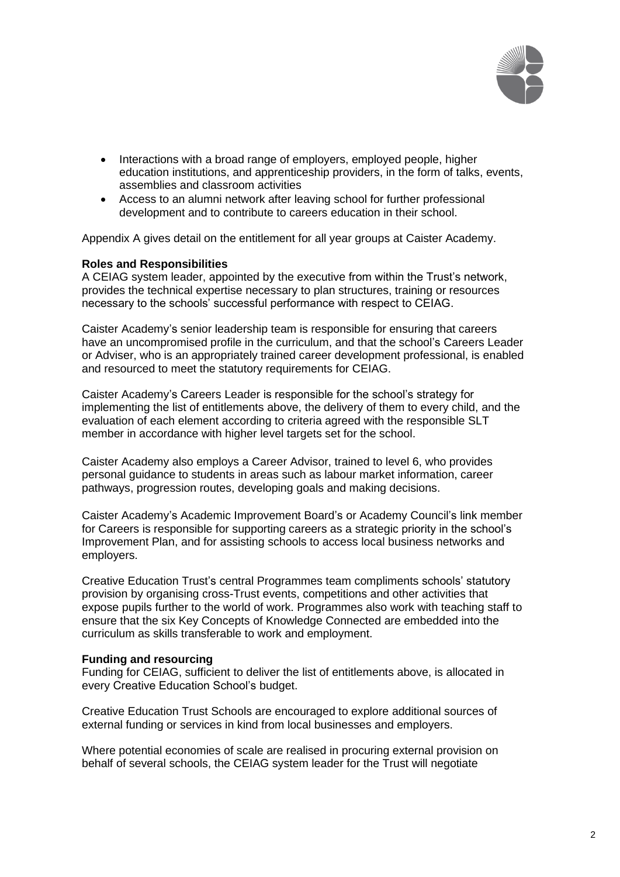- Interactions with a broad range of employers, employed people, higher education institutions, and apprenticeship providers, in the form of talks, events, assemblies and classroom activities
- Access to an alumni network after leaving school for further professional development and to contribute to careers education in their school.

Appendix A gives detail on the entitlement for all year groups at Caister Academy.

**Roles and Responsibilities**

A CEIAG system leader, appointed by the executive from within the Trust's network, provides the technical expertise necessary to plan structures, training or resources necessary to the schools' successful performance with respect to CEIAG.

Caister Academy's senior leadership team is responsible for ensuring that careers have an uncompromised profile in the curriculum, and that the school's Careers Leader or Adviser, who is an appropriately trained career development professional, is enabled and resourced to meet the statutory requirements for CEIAG.

Caister Academy's Careers Leader is responsible for the school's strategy for implementing the list of entitlements above, the delivery of them to every child, and the evaluation of each element according to criteria agreed with the responsible SLT member in accordance with higher level targets set for the school.

Caister Academy also employs a Career Advisor, trained to level 6, who provides personal guidance to students in areas such as labour market information, career pathways, progression routes, developing goals and making decisions.

Caister Academy's Academic Improvement Board's or Academy Council's link member for Careers is responsible for supporting careers as a strategic priority in the school's Improvement Plan, and for assisting schools to access local business networks and employers.

Creative Education Trust's central Programmes team compliments schools' statutory provision by organising cross-Trust events, competitions and other activities that expose pupils further to the world of work. Programmes also work with teaching staff to ensure that the six Key Concepts of Knowledge Connected are embedded into the curriculum as skills transferable to work and employment.

**Funding and resourcing**

Funding for CEIAG, sufficient to deliver the list of entitlements above, is allocated in every Creative Education School's budget.

Creative Education Trust Schools are encouraged to explore additional sources of external funding or services in kind from local businesses and employers.

Where potential economies of scale are realised in procuring external provision on behalf of several schools, the CEIAG system leader for the Trust will negotiate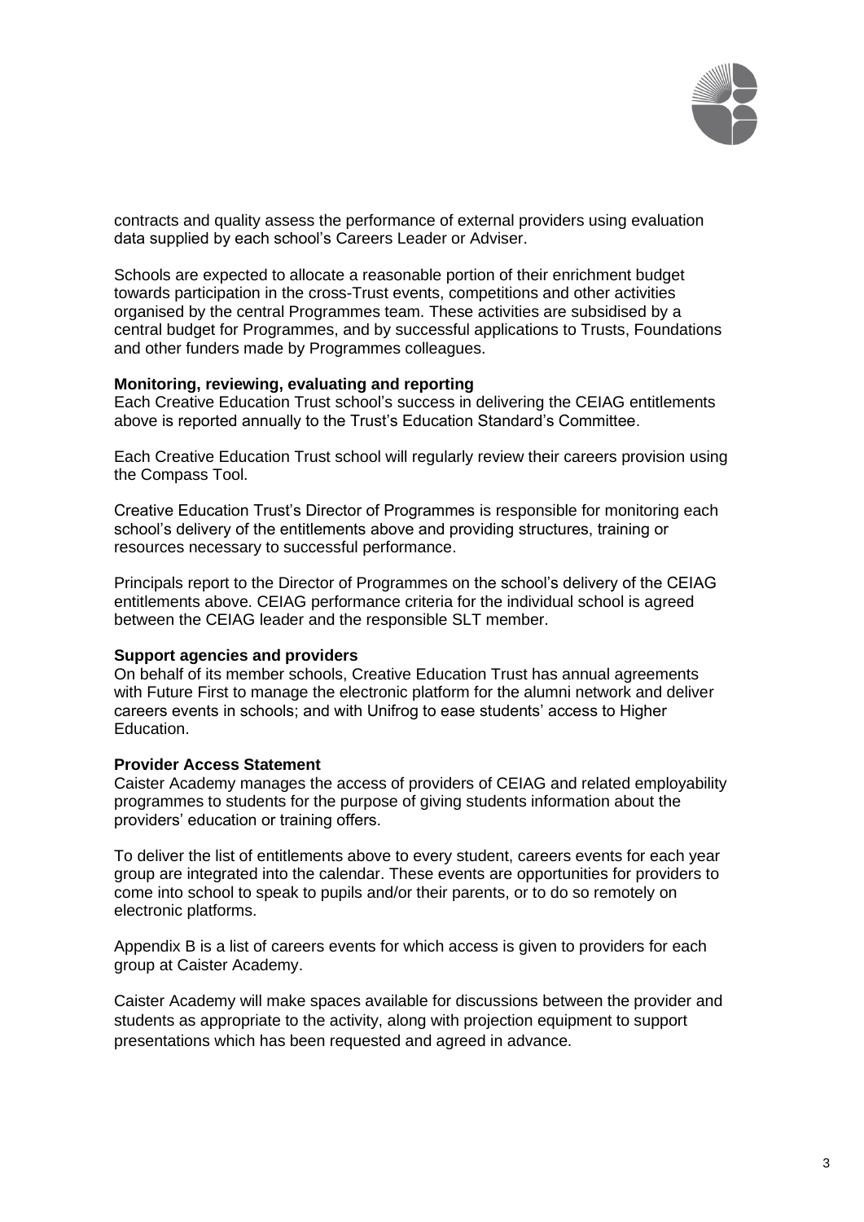contracts and quality assess the performance of external providers using evaluation data supplied by each school's Careers Leader or Adviser.

Schools are expected to allocate a reasonable portion of their enrichment budget towards participation in the cross-Trust events, competitions and other activities organised by the central Programmes team. These activities are subsidised by a central budget for Programmes, and by successful applications to Trusts, Foundations and other funders made by Programmes colleagues.

**Monitoring, reviewing, evaluating and reporting**

Each Creative Education Trust school's success in delivering the CEIAG entitlements above is reported annually to the Trust's Education Standard's Committee.

Each Creative Education Trust school will regularly review their careers provision using the Compass Tool.

Creative Education Trust's Director of Programmes is responsible for monitoring each school's delivery of the entitlements above and providing structures, training or resources necessary to successful performance.

Principals report to the Director of Programmes on the school's delivery of the CEIAG entitlements above. CEIAG performance criteria for the individual school is agreed between the CEIAG leader and the responsible SLT member.

**Support agencies and providers**

On behalf of its member schools, Creative Education Trust has annual agreements with Future First to manage the electronic platform for the alumni network and deliver careers events in schools; and with Unifrog to ease students' access to Higher Education.

**Provider Access Statement**

Caister Academy manages the access of providers of CEIAG and related employability programmes to students for the purpose of giving students information about the providers' education or training offers.

To deliver the list of entitlements above to every student, careers events for each year group are integrated into the calendar. These events are opportunities for providers to come into school to speak to pupils and/or their parents, or to do so remotely on electronic platforms.

Appendix B is a list of careers events for which access is given to providers for each group at Caister Academy.

Caister Academy will make spaces available for discussions between the provider and students as appropriate to the activity, along with projection equipment to support presentations which has been requested and agreed in advance.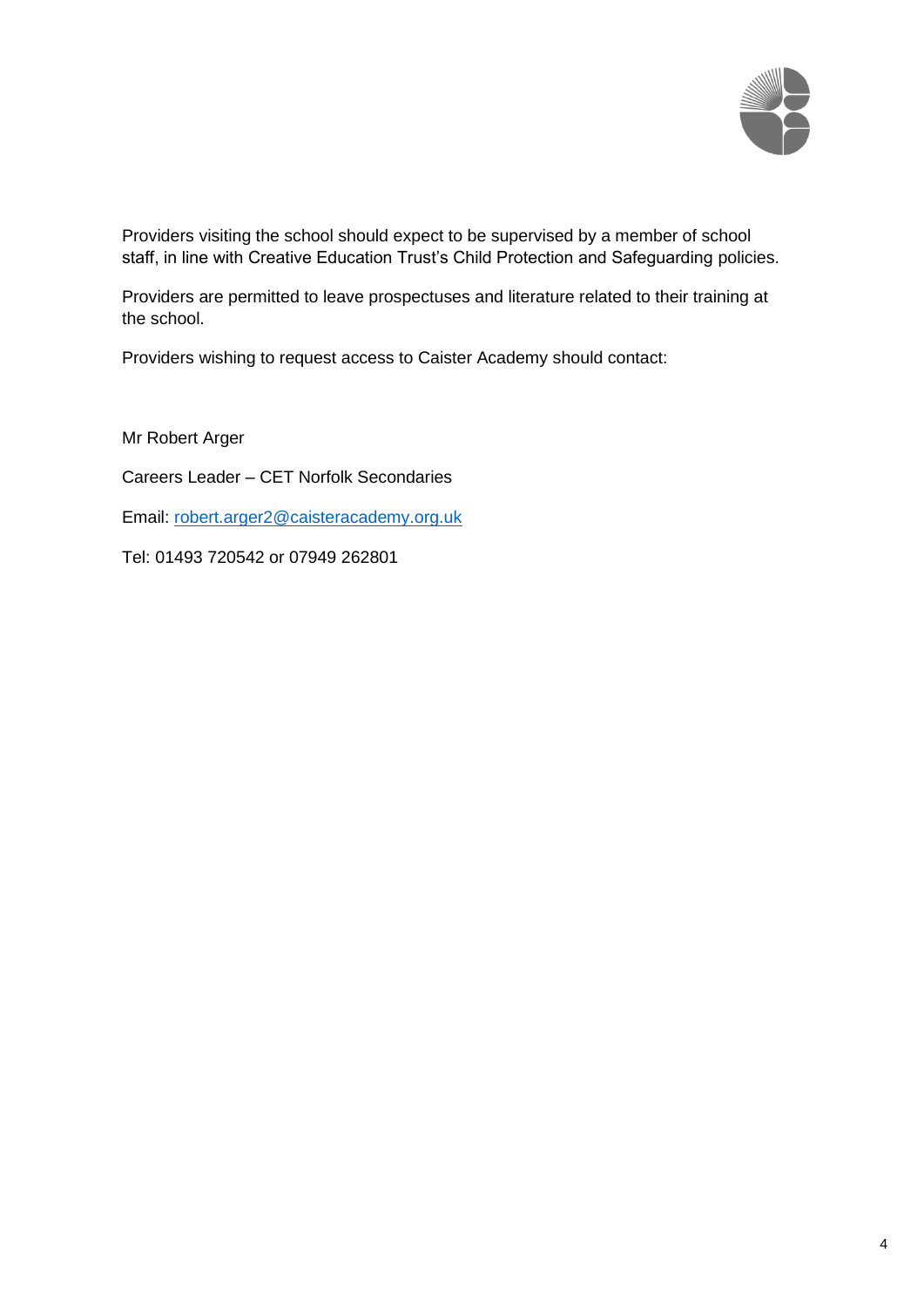Providers visiting the school should expect to be supervised by a member of school staff, in line with Creative Education Trust's Child Protection and Safeguarding policies.

Providers are permitted to leave prospectuses and literature related to their training at the school.

Providers wishing to request access to Caister Academy should contact:

Mr Robert Arger

Careers Leader – CET Norfolk Secondaries

Email: robert.arger2@caisteracademy.org.uk

Tel: 01493 720542 or 07949 262801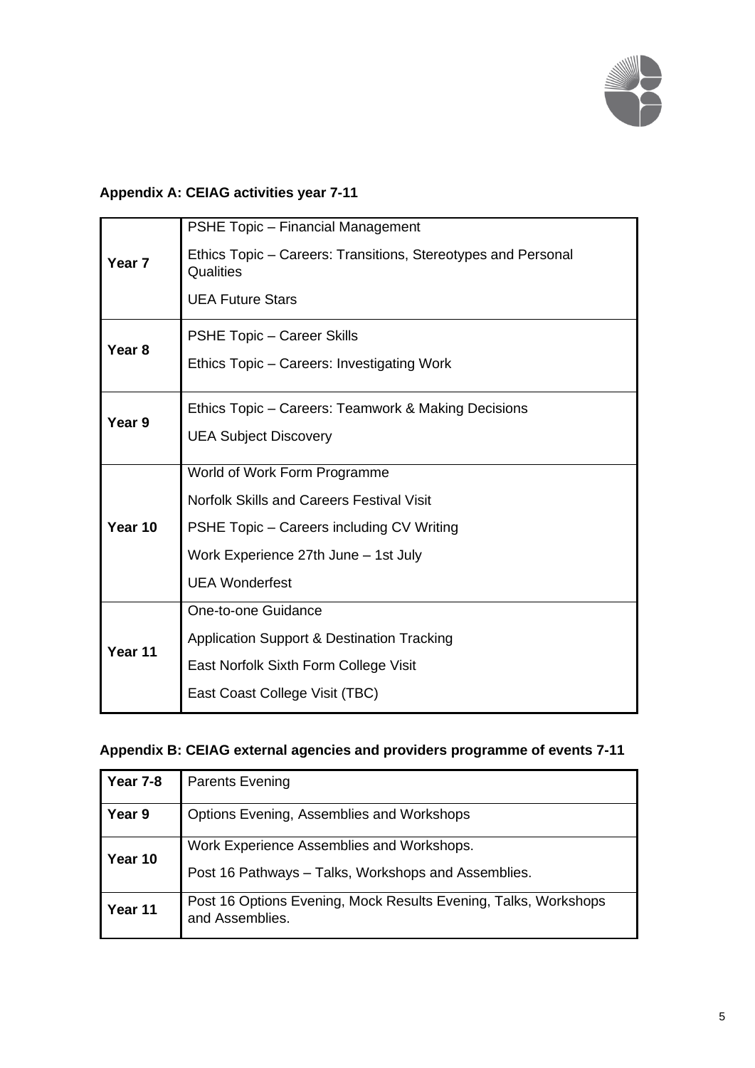**Appendix A: CEIAG activities year 7-11**

| | |
|---|---|
| **Year 7** | PSHE Topic – Financial Management<br>Ethics Topic – Careers: Transitions, Stereotypes and Personal Qualities<br>UEA Future Stars |
| **Year 8** | PSHE Topic – Career Skills<br>Ethics Topic – Careers: Investigating Work |
| **Year 9** | Ethics Topic – Careers: Teamwork & Making Decisions<br>UEA Subject Discovery |
| **Year 10** | World of Work Form Programme<br>Norfolk Skills and Careers Festival Visit<br>PSHE Topic – Careers including CV Writing<br>Work Experience 27th June – 1st July<br>UEA Wonderfest |
| **Year 11** | One-to-one Guidance<br>Application Support & Destination Tracking<br>East Norfolk Sixth Form College Visit<br>East Coast College Visit (TBC) |

**Appendix B: CEIAG external agencies and providers programme of events 7-11**

| | |
|---|---|
| **Year 7-8** | Parents Evening |
| **Year 9** | Options Evening, Assemblies and Workshops |
| **Year 10** | Work Experience Assemblies and Workshops.<br>Post 16 Pathways – Talks, Workshops and Assemblies. |
| **Year 11** | Post 16 Options Evening, Mock Results Evening, Talks, Workshops and Assemblies. |